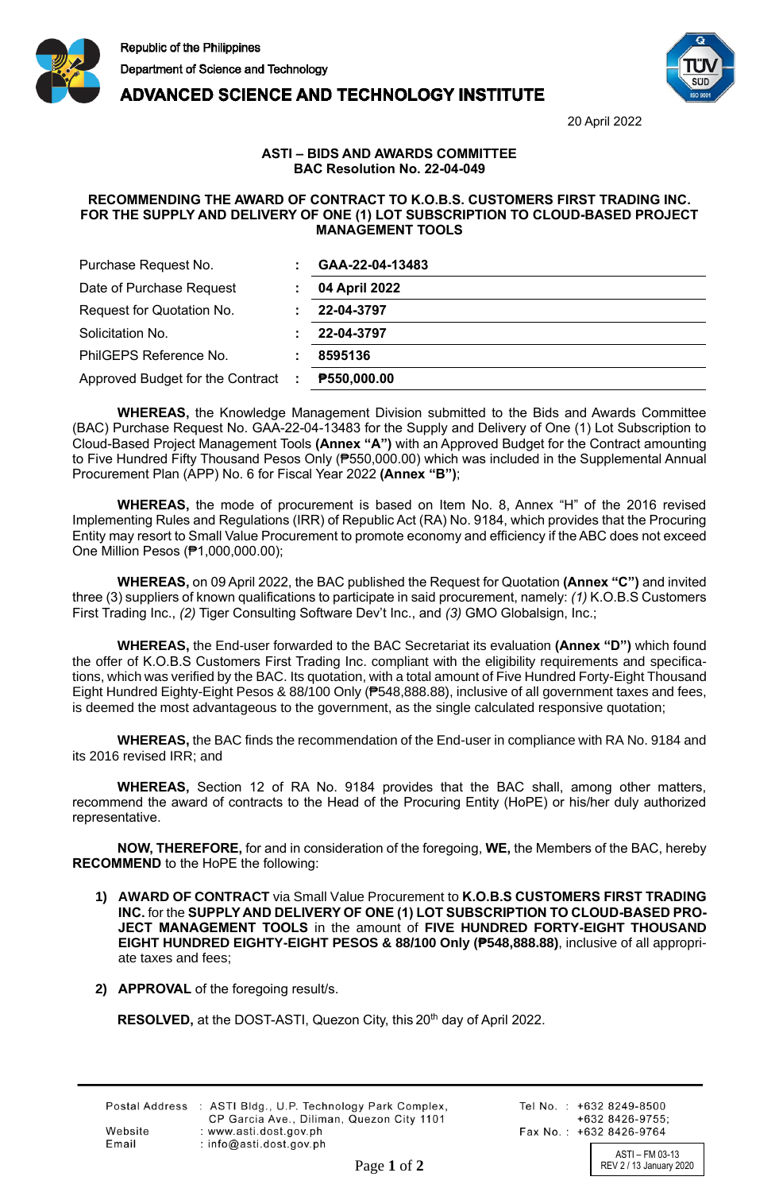Republic of the Philippines
Department of Science and Technology
**ADVANCED SCIENCE AND TECHNOLOGY INSTITUTE**

20 April 2022

**ASTI – BIDS AND AWARDS COMMITTEE**
**BAC Resolution No. 22-04-049**

**RECOMMENDING THE AWARD OF CONTRACT TO K.O.B.S. CUSTOMERS FIRST TRADING INC. FOR THE SUPPLY AND DELIVERY OF ONE (1) LOT SUBSCRIPTION TO CLOUD-BASED PROJECT MANAGEMENT TOOLS**

| | | |
|---|---|---|
| Purchase Request No. | : | **GAA-22-04-13483** |
| Date of Purchase Request | : | **04 April 2022** |
| Request for Quotation No. | : | **22-04-3797** |
| Solicitation No. | : | **22-04-3797** |
| PhilGEPS Reference No. | : | **8595136** |
| Approved Budget for the Contract | : | **₱550,000.00** |

**WHEREAS,** the Knowledge Management Division submitted to the Bids and Awards Committee (BAC) Purchase Request No. GAA-22-04-13483 for the Supply and Delivery of One (1) Lot Subscription to Cloud-Based Project Management Tools **(Annex "A")** with an Approved Budget for the Contract amounting to Five Hundred Fifty Thousand Pesos Only (₱550,000.00) which was included in the Supplemental Annual Procurement Plan (APP) No. 6 for Fiscal Year 2022 **(Annex "B")**;

**WHEREAS,** the mode of procurement is based on Item No. 8, Annex "H" of the 2016 revised Implementing Rules and Regulations (IRR) of Republic Act (RA) No. 9184, which provides that the Procuring Entity may resort to Small Value Procurement to promote economy and efficiency if the ABC does not exceed One Million Pesos (₱1,000,000.00);

**WHEREAS,** on 09 April 2022, the BAC published the Request for Quotation **(Annex "C")** and invited three (3) suppliers of known qualifications to participate in said procurement, namely: *(1)* K.O.B.S Customers First Trading Inc., *(2)* Tiger Consulting Software Dev't Inc., and *(3)* GMO Globalsign, Inc.;

**WHEREAS,** the End-user forwarded to the BAC Secretariat its evaluation **(Annex "D")** which found the offer of K.O.B.S Customers First Trading Inc. compliant with the eligibility requirements and specifications, which was verified by the BAC. Its quotation, with a total amount of Five Hundred Forty-Eight Thousand Eight Hundred Eighty-Eight Pesos & 88/100 Only (₱548,888.88), inclusive of all government taxes and fees, is deemed the most advantageous to the government, as the single calculated responsive quotation;

**WHEREAS,** the BAC finds the recommendation of the End-user in compliance with RA No. 9184 and its 2016 revised IRR; and

**WHEREAS,** Section 12 of RA No. 9184 provides that the BAC shall, among other matters, recommend the award of contracts to the Head of the Procuring Entity (HoPE) or his/her duly authorized representative.

**NOW, THEREFORE,** for and in consideration of the foregoing, **WE,** the Members of the BAC, hereby **RECOMMEND** to the HoPE the following:

1) **AWARD OF CONTRACT** via Small Value Procurement to **K.O.B.S CUSTOMERS FIRST TRADING INC.** for the **SUPPLY AND DELIVERY OF ONE (1) LOT SUBSCRIPTION TO CLOUD-BASED PROJECT MANAGEMENT TOOLS** in the amount of **FIVE HUNDRED FORTY-EIGHT THOUSAND EIGHT HUNDRED EIGHTY-EIGHT PESOS & 88/100 Only (₱548,888.88)**, inclusive of all appropriate taxes and fees;

2) **APPROVAL** of the foregoing result/s.

**RESOLVED,** at the DOST-ASTI, Quezon City, this 20th day of April 2022.

Postal Address : ASTI Bldg., U.P. Technology Park Complex, CP Garcia Ave., Diliman, Quezon City 1101
Website : www.asti.dost.gov.ph
Email : info@asti.dost.gov.ph
Tel No. : +632 8249-8500, +632 8426-9755;
Fax No. : +632 8426-9764

ASTI – FM 03-13
REV 2 / 13 January 2020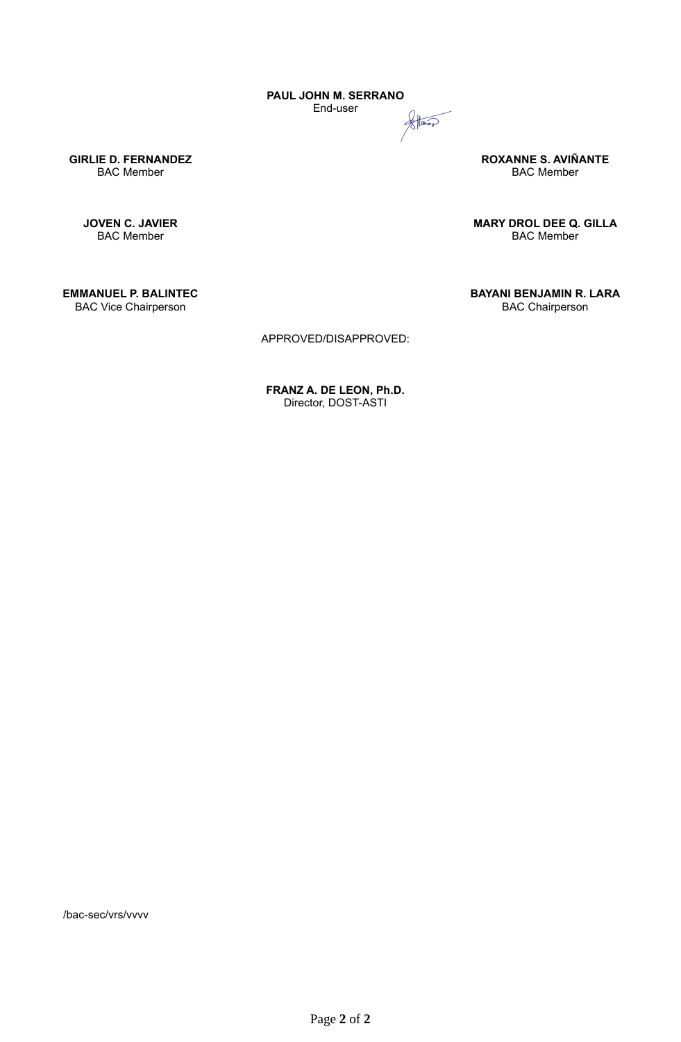**PAUL JOHN M. SERRANO**
End-user

**GIRLIE D. FERNANDEZ**
BAC Member

**ROXANNE S. AVIÑANTE**
BAC Member

**JOVEN C. JAVIER**
BAC Member

**MARY DROL DEE Q. GILLA**
BAC Member

**EMMANUEL P. BALINTEC**
BAC Vice Chairperson

**BAYANI BENJAMIN R. LARA**
BAC Chairperson

APPROVED/DISAPPROVED:

**FRANZ A. DE LEON, Ph.D.**
Director, DOST-ASTI

/bac-sec/vrs/vvvv